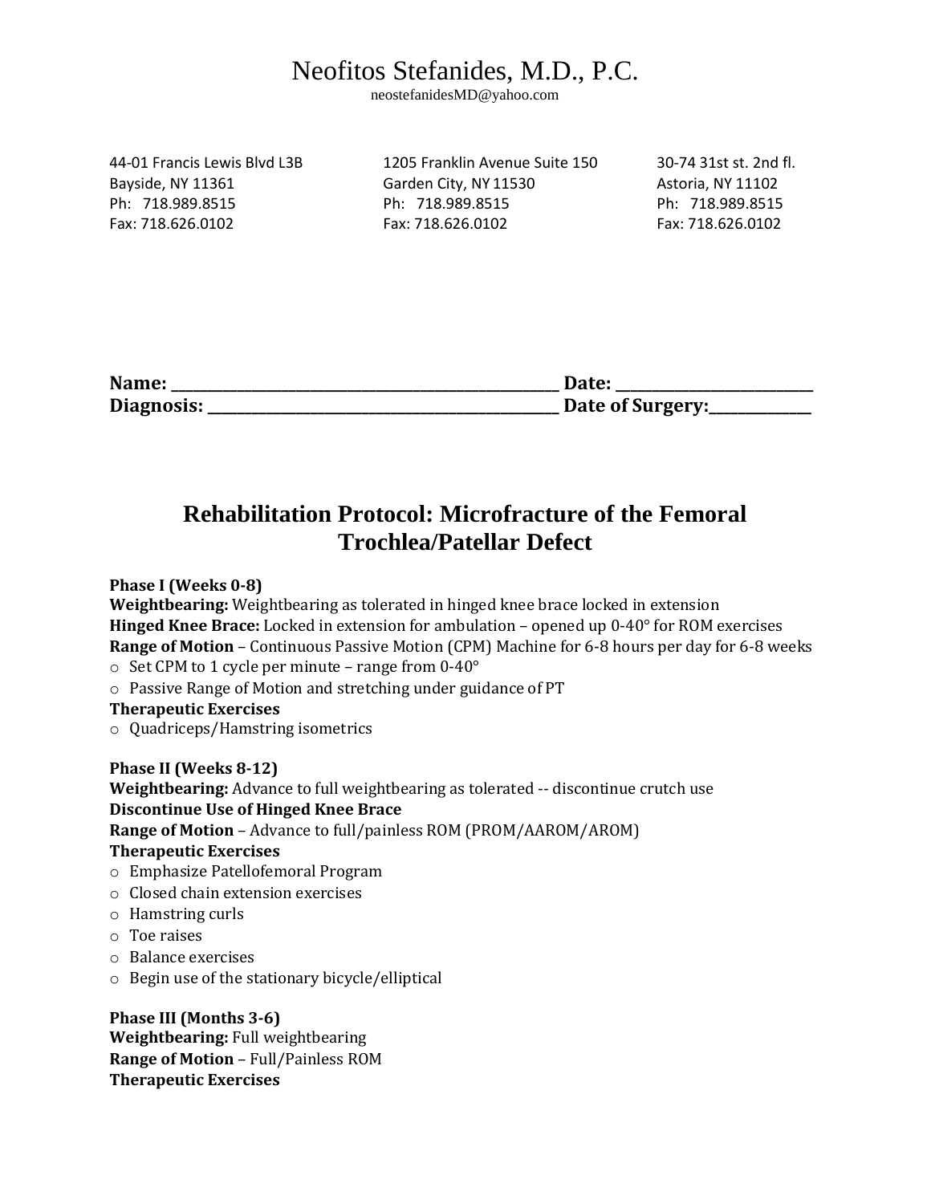# Neofitos Stefanides, M.D., P.C.

neostefanidesMD@yahoo.com

44-01 Francis Lewis Blvd L3B
Bayside, NY 11361
Ph: 718.989.8515
Fax: 718.626.0102

1205 Franklin Avenue Suite 150
Garden City, NY 11530
Ph: 718.989.8515
Fax: 718.626.0102

30-74 31st st. 2nd fl.
Astoria, NY 11102
Ph: 718.989.8515
Fax: 718.626.0102

**Name: ______________________________________________ Date: ______________________**
**Diagnosis: ________________________________________ Date of Surgery:___________**

## Rehabilitation Protocol: Microfracture of the Femoral Trochlea/Patellar Defect

**Phase I (Weeks 0-8)**
**Weightbearing:** Weightbearing as tolerated in hinged knee brace locked in extension
**Hinged Knee Brace:** Locked in extension for ambulation – opened up 0-40° for ROM exercises
**Range of Motion** – Continuous Passive Motion (CPM) Machine for 6-8 hours per day for 6-8 weeks

- Set CPM to 1 cycle per minute – range from 0-40°
- Passive Range of Motion and stretching under guidance of PT

**Therapeutic Exercises**

- Quadriceps/Hamstring isometrics

**Phase II (Weeks 8-12)**
**Weightbearing:** Advance to full weightbearing as tolerated -- discontinue crutch use
**Discontinue Use of Hinged Knee Brace**
**Range of Motion** – Advance to full/painless ROM (PROM/AAROM/AROM)
**Therapeutic Exercises**

- Emphasize Patellofemoral Program
- Closed chain extension exercises
- Hamstring curls
- Toe raises
- Balance exercises
- Begin use of the stationary bicycle/elliptical

**Phase III (Months 3-6)**
**Weightbearing:** Full weightbearing
**Range of Motion** – Full/Painless ROM
**Therapeutic Exercises**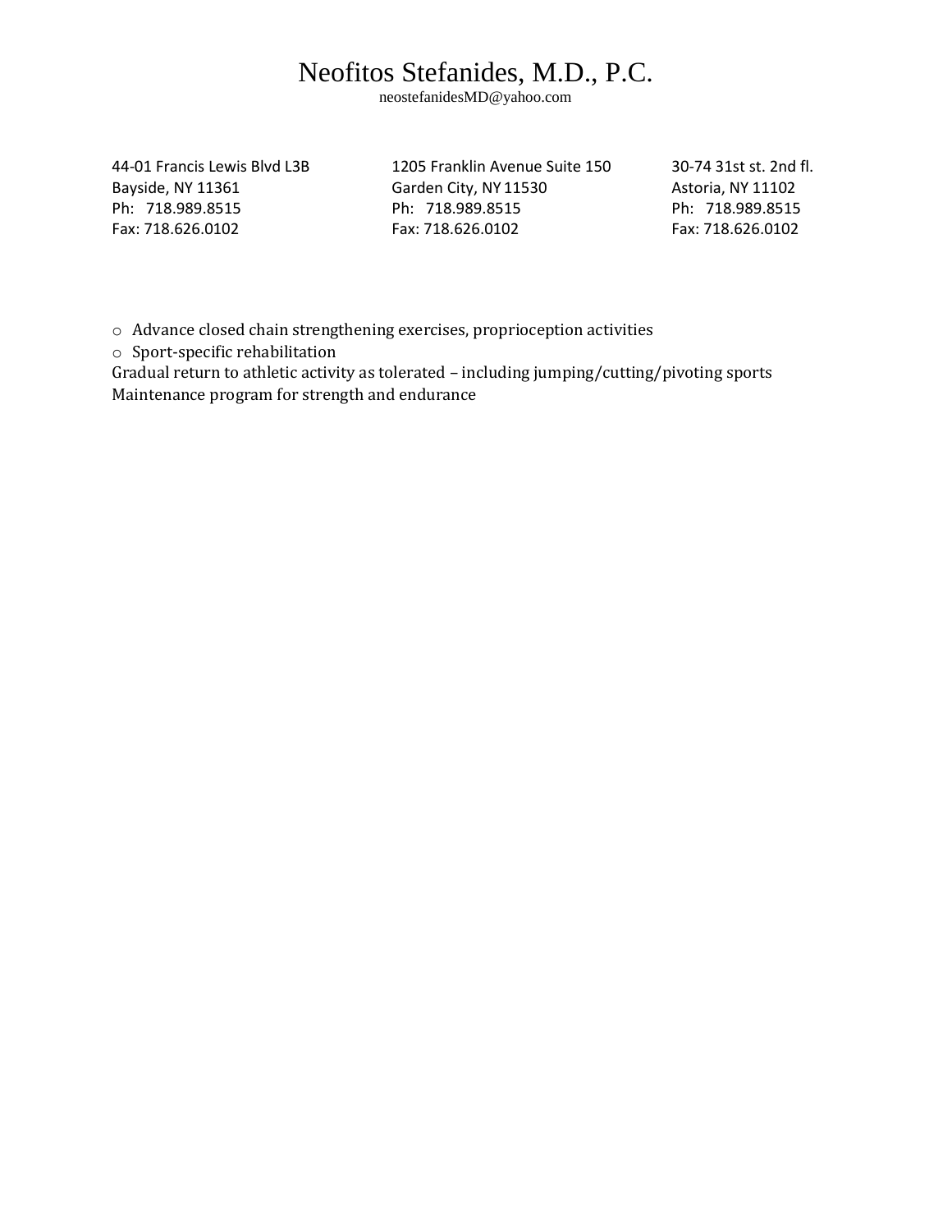# Neofitos Stefanides, M.D., P.C.

neostefanidesMD@yahoo.com

44-01 Francis Lewis Blvd L3B
Bayside, NY 11361
Ph: 718.989.8515
Fax: 718.626.0102

1205 Franklin Avenue Suite 150
Garden City, NY 11530
Ph: 718.989.8515
Fax: 718.626.0102

30-74 31st st. 2nd fl.
Astoria, NY 11102
Ph: 718.989.8515
Fax: 718.626.0102

- Advance closed chain strengthening exercises, proprioception activities
- Sport-specific rehabilitation

Gradual return to athletic activity as tolerated – including jumping/cutting/pivoting sports
Maintenance program for strength and endurance